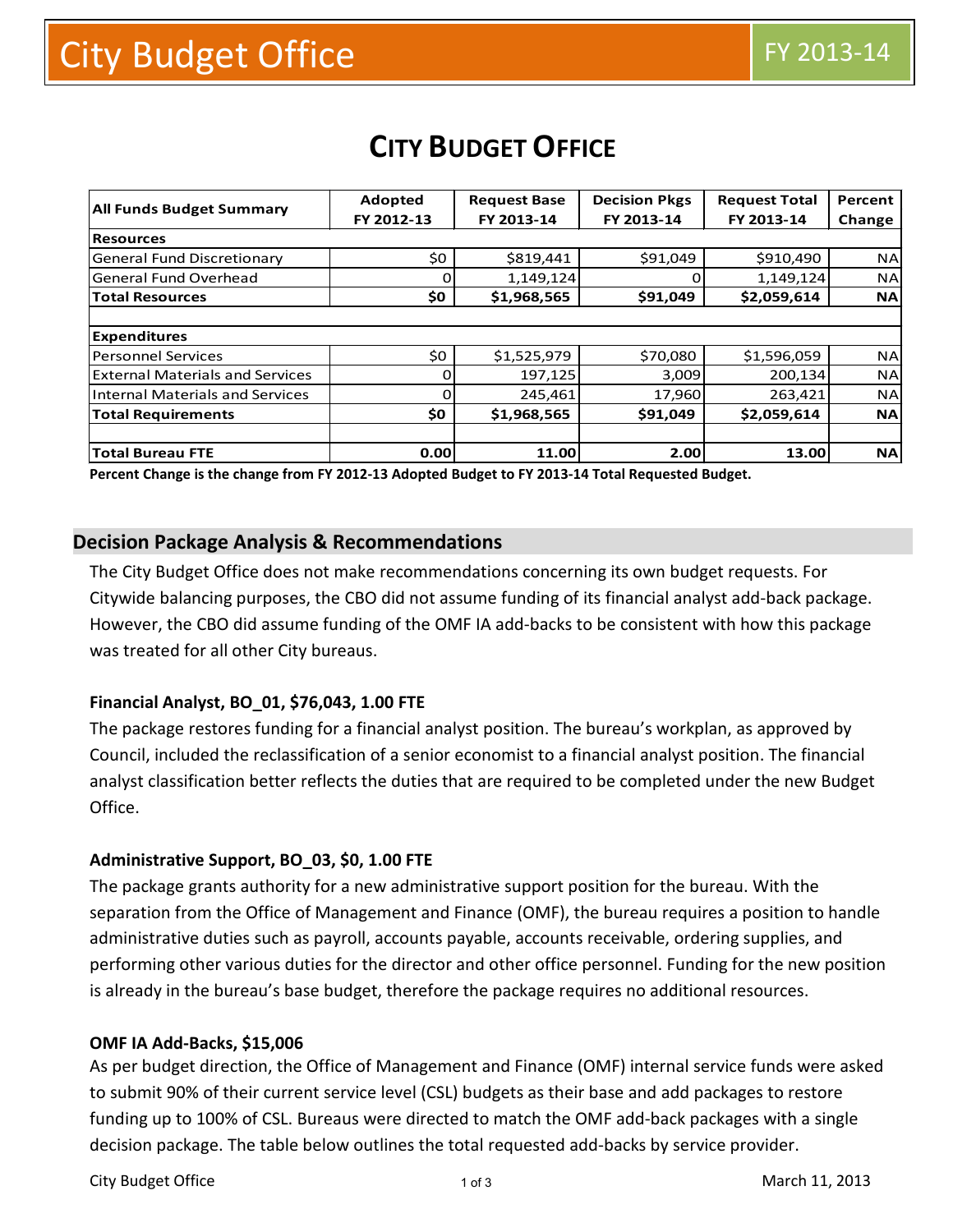# CITY BUDGET OFFICE

| All Funds Budget Summary | Adopted FY 2012-13 | Request Base FY 2013-14 | Decision Pkgs FY 2013-14 | Request Total FY 2013-14 | Percent Change |
|---|---|---|---|---|---|
| **Resources** | | | | | |
| General Fund Discretionary | $0 | $819,441 | $91,049 | $910,490 | NA |
| General Fund Overhead | 0 | 1,149,124 | 0 | 1,149,124 | NA |
| **Total Resources** | **$0** | **$1,968,565** | **$91,049** | **$2,059,614** | **NA** |
| | | | | | |
| **Expenditures** | | | | | |
| Personnel Services | $0 | $1,525,979 | $70,080 | $1,596,059 | NA |
| External Materials and Services | 0 | 197,125 | 3,009 | 200,134 | NA |
| Internal Materials and Services | 0 | 245,461 | 17,960 | 263,421 | NA |
| **Total Requirements** | **$0** | **$1,968,565** | **$91,049** | **$2,059,614** | **NA** |
| | | | | | |
| **Total Bureau FTE** | **0.00** | **11.00** | **2.00** | **13.00** | **NA** |

**Percent Change is the change from FY 2012-13 Adopted Budget to FY 2013-14 Total Requested Budget.**

## Decision Package Analysis & Recommendations

The City Budget Office does not make recommendations concerning its own budget requests. For Citywide balancing purposes, the CBO did not assume funding of its financial analyst add-back package. However, the CBO did assume funding of the OMF IA add-backs to be consistent with how this package was treated for all other City bureaus.

### Financial Analyst, BO_01, $76,043, 1.00 FTE

The package restores funding for a financial analyst position. The bureau's workplan, as approved by Council, included the reclassification of a senior economist to a financial analyst position. The financial analyst classification better reflects the duties that are required to be completed under the new Budget Office.

### Administrative Support, BO_03, $0, 1.00 FTE

The package grants authority for a new administrative support position for the bureau. With the separation from the Office of Management and Finance (OMF), the bureau requires a position to handle administrative duties such as payroll, accounts payable, accounts receivable, ordering supplies, and performing other various duties for the director and other office personnel. Funding for the new position is already in the bureau's base budget, therefore the package requires no additional resources.

### OMF IA Add-Backs, $15,006

As per budget direction, the Office of Management and Finance (OMF) internal service funds were asked to submit 90% of their current service level (CSL) budgets as their base and add packages to restore funding up to 100% of CSL. Bureaus were directed to match the OMF add-back packages with a single decision package. The table below outlines the total requested add-backs by service provider.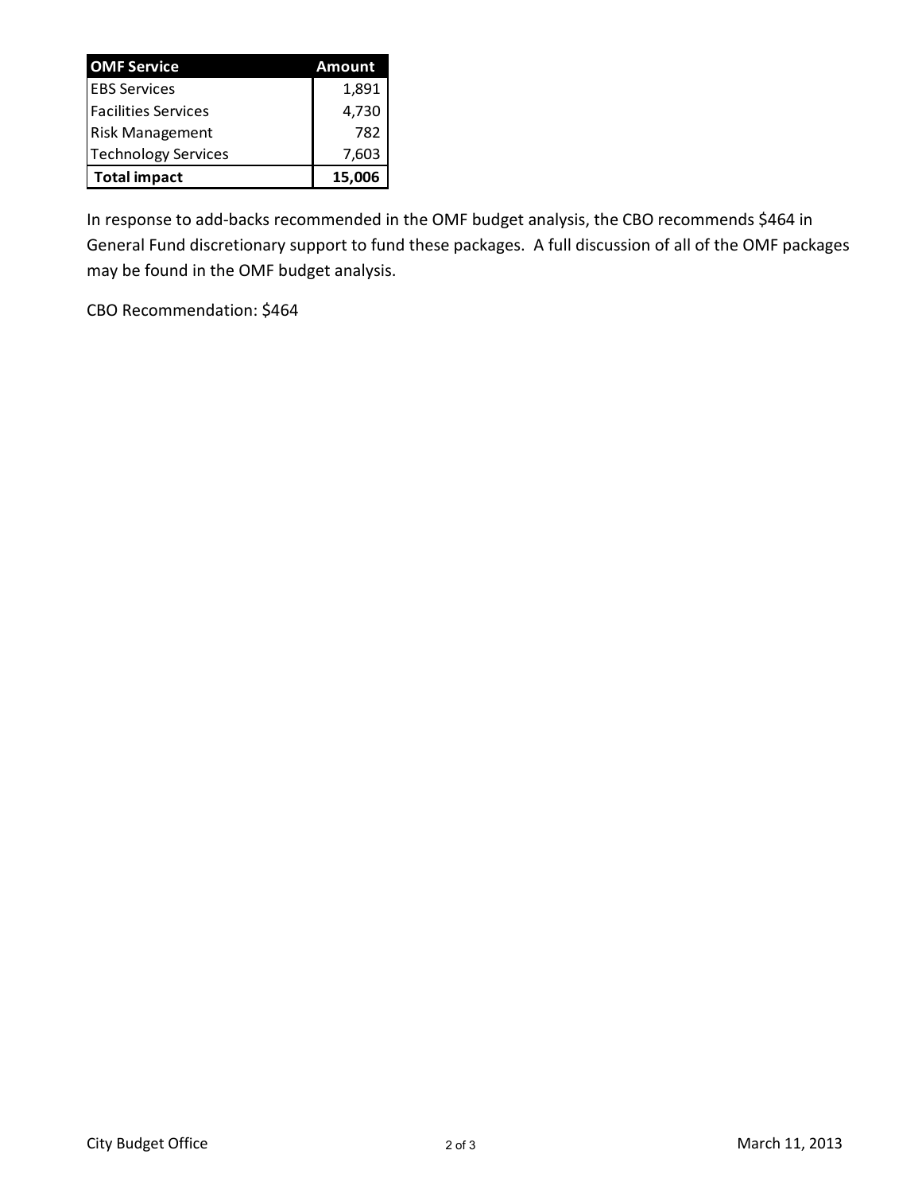| OMF Service | Amount |
|---|---|
| EBS Services | 1,891 |
| Facilities Services | 4,730 |
| Risk Management | 782 |
| Technology Services | 7,603 |
| **Total impact** | **15,006** |

In response to add-backs recommended in the OMF budget analysis, the CBO recommends $464 in General Fund discretionary support to fund these packages. A full discussion of all of the OMF packages may be found in the OMF budget analysis.

CBO Recommendation: $464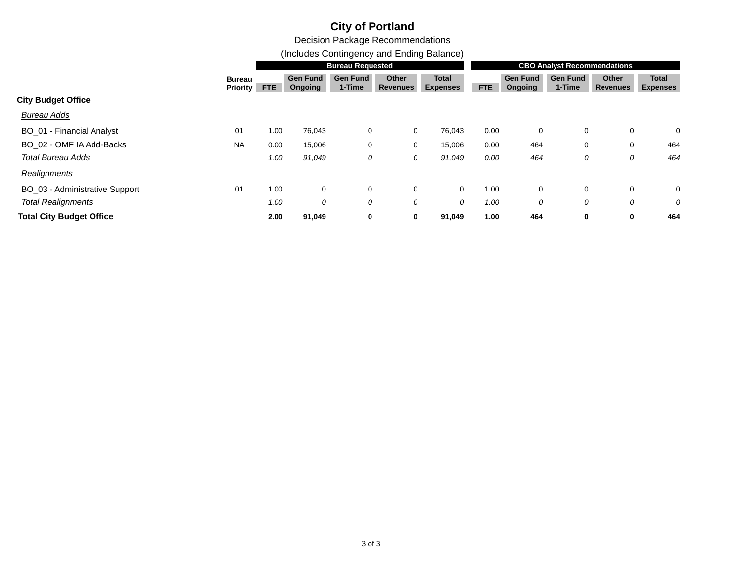# City of Portland

Decision Package Recommendations

(Includes Contingency and Ending Balance)

| | | Bureau Requested | | | | | CBO Analyst Recommendations | | | | |
|---|---|---|---|---|---|---|---|---|---|---|---|
| | Bureau Priority | FTE | Gen Fund Ongoing | Gen Fund 1-Time | Other Revenues | Total Expenses | FTE | Gen Fund Ongoing | Gen Fund 1-Time | Other Revenues | Total Expenses |
| **City Budget Office** | | | | | | | | | | | |
| *Bureau Adds* | | | | | | | | | | | |
| BO_01 - Financial Analyst | 01 | 1.00 | 76,043 | 0 | 0 | 76,043 | 0.00 | 0 | 0 | 0 | 0 |
| BO_02 - OMF IA Add-Backs | NA | 0.00 | 15,006 | 0 | 0 | 15,006 | 0.00 | 464 | 0 | 0 | 464 |
| *Total Bureau Adds* | | *1.00* | *91,049* | *0* | *0* | *91,049* | *0.00* | *464* | *0* | *0* | *464* |
| *Realignments* | | | | | | | | | | | |
| BO_03 - Administrative Support | 01 | 1.00 | 0 | 0 | 0 | 0 | 1.00 | 0 | 0 | 0 | 0 |
| *Total Realignments* | | *1.00* | *0* | *0* | *0* | *0* | *1.00* | *0* | *0* | *0* | *0* |
| **Total City Budget Office** | | **2.00** | **91,049** | **0** | **0** | **91,049** | **1.00** | **464** | **0** | **0** | **464** |